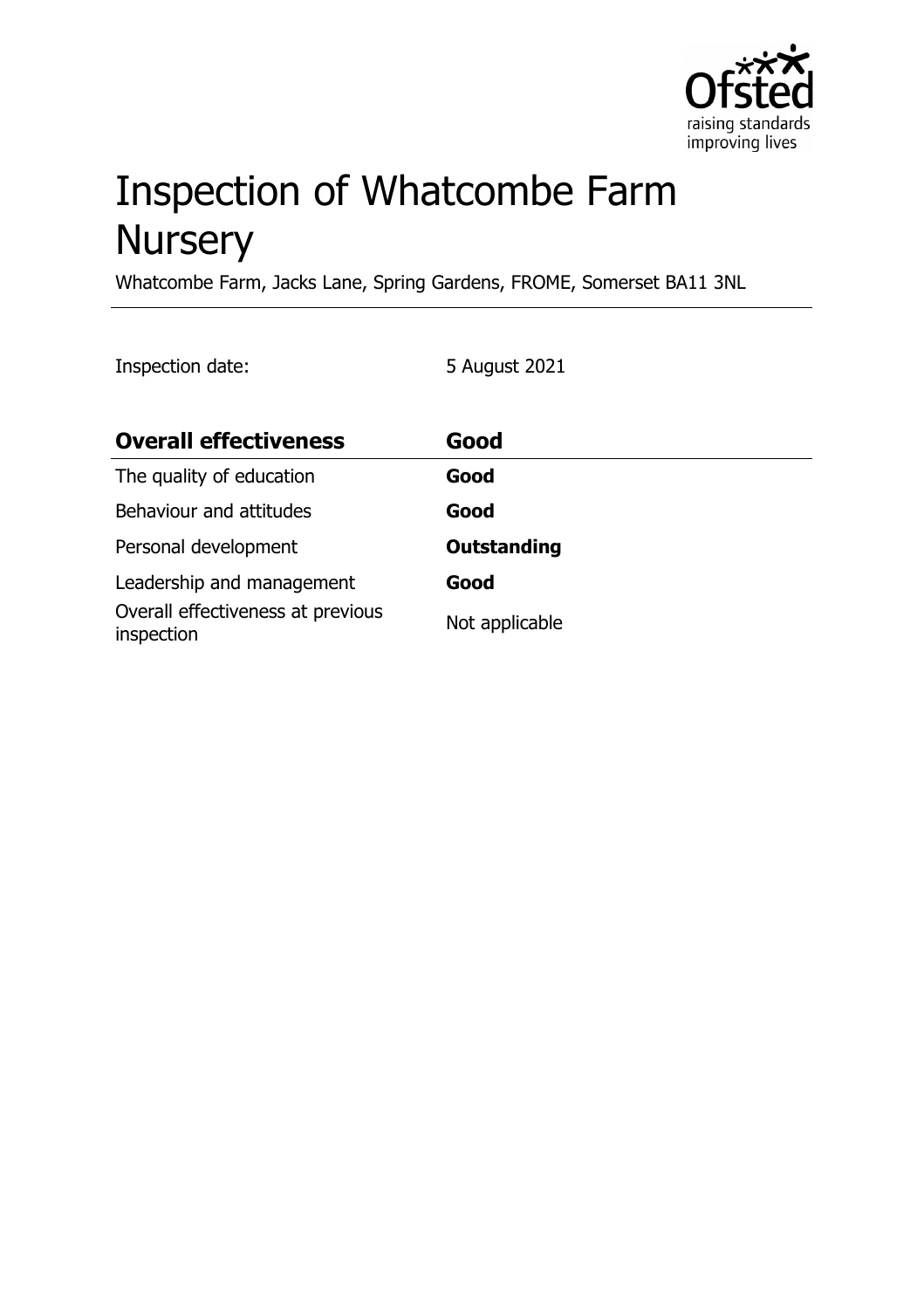# Inspection of Whatcombe Farm Nursery

Whatcombe Farm, Jacks Lane, Spring Gardens, FROME, Somerset BA11 3NL

Inspection date: 5 August 2021

| Overall effectiveness | Good |
|---|---|
| The quality of education | **Good** |
| Behaviour and attitudes | **Good** |
| Personal development | **Outstanding** |
| Leadership and management | **Good** |
| Overall effectiveness at previous inspection | Not applicable |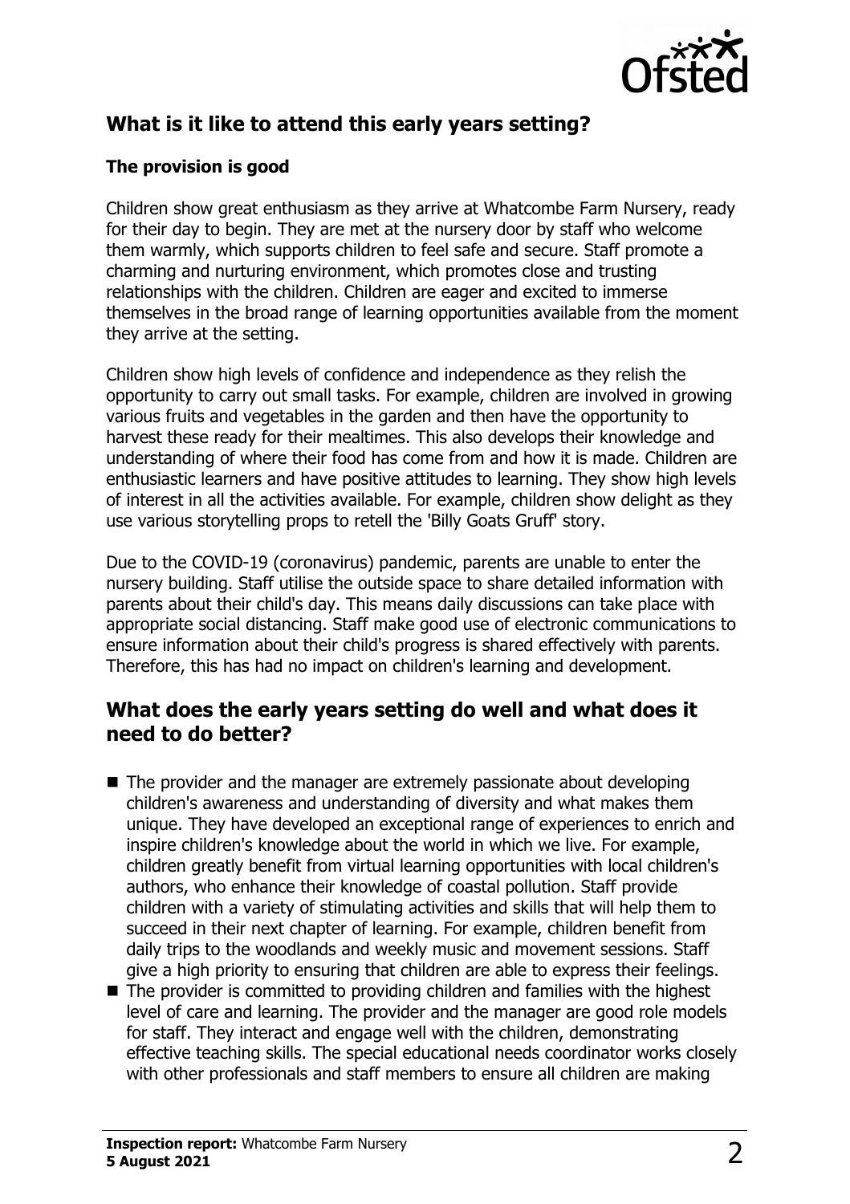## What is it like to attend this early years setting?

### The provision is good

Children show great enthusiasm as they arrive at Whatcombe Farm Nursery, ready for their day to begin. They are met at the nursery door by staff who welcome them warmly, which supports children to feel safe and secure. Staff promote a charming and nurturing environment, which promotes close and trusting relationships with the children. Children are eager and excited to immerse themselves in the broad range of learning opportunities available from the moment they arrive at the setting.

Children show high levels of confidence and independence as they relish the opportunity to carry out small tasks. For example, children are involved in growing various fruits and vegetables in the garden and then have the opportunity to harvest these ready for their mealtimes. This also develops their knowledge and understanding of where their food has come from and how it is made. Children are enthusiastic learners and have positive attitudes to learning. They show high levels of interest in all the activities available. For example, children show delight as they use various storytelling props to retell the 'Billy Goats Gruff' story.

Due to the COVID-19 (coronavirus) pandemic, parents are unable to enter the nursery building. Staff utilise the outside space to share detailed information with parents about their child's day. This means daily discussions can take place with appropriate social distancing. Staff make good use of electronic communications to ensure information about their child's progress is shared effectively with parents. Therefore, this has had no impact on children's learning and development.

## What does the early years setting do well and what does it need to do better?

- The provider and the manager are extremely passionate about developing children's awareness and understanding of diversity and what makes them unique. They have developed an exceptional range of experiences to enrich and inspire children's knowledge about the world in which we live. For example, children greatly benefit from virtual learning opportunities with local children's authors, who enhance their knowledge of coastal pollution. Staff provide children with a variety of stimulating activities and skills that will help them to succeed in their next chapter of learning. For example, children benefit from daily trips to the woodlands and weekly music and movement sessions. Staff give a high priority to ensuring that children are able to express their feelings.
- The provider is committed to providing children and families with the highest level of care and learning. The provider and the manager are good role models for staff. They interact and engage well with the children, demonstrating effective teaching skills. The special educational needs coordinator works closely with other professionals and staff members to ensure all children are making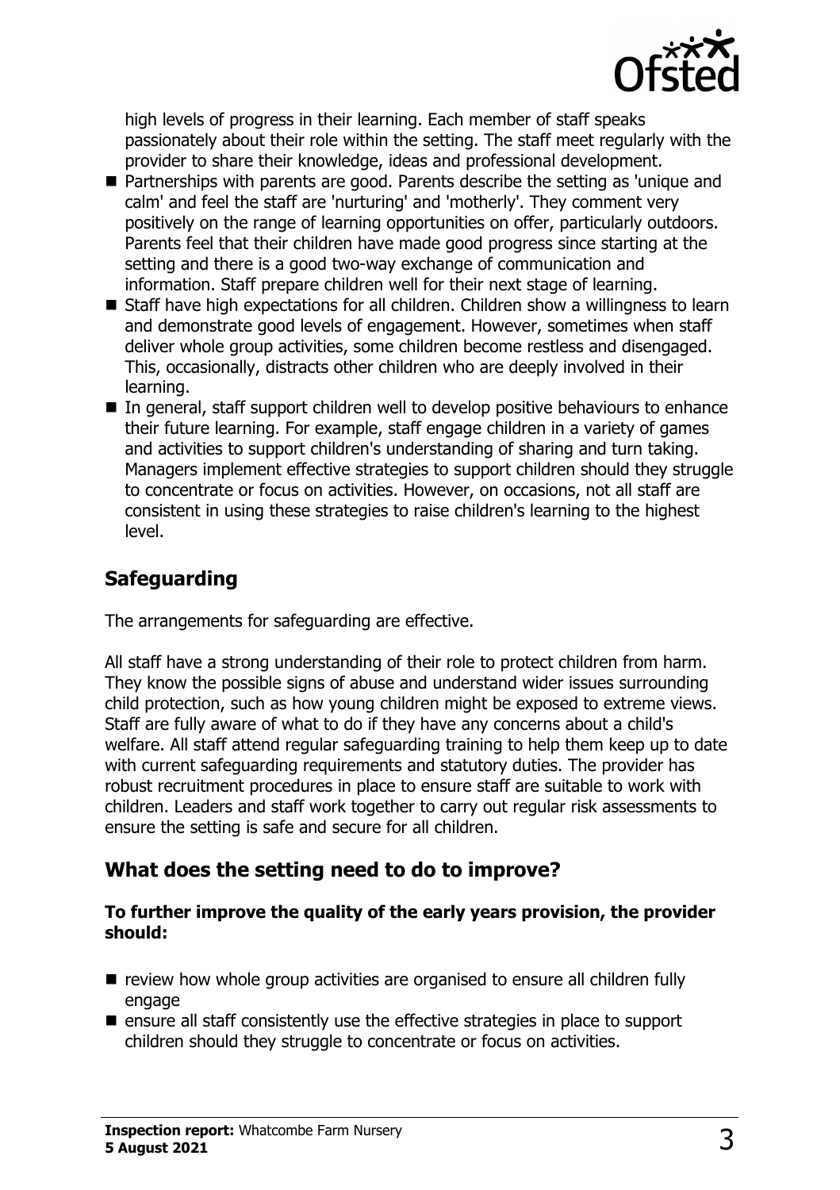high levels of progress in their learning. Each member of staff speaks passionately about their role within the setting. The staff meet regularly with the provider to share their knowledge, ideas and professional development.

- Partnerships with parents are good. Parents describe the setting as 'unique and calm' and feel the staff are 'nurturing' and 'motherly'. They comment very positively on the range of learning opportunities on offer, particularly outdoors. Parents feel that their children have made good progress since starting at the setting and there is a good two-way exchange of communication and information. Staff prepare children well for their next stage of learning.
- Staff have high expectations for all children. Children show a willingness to learn and demonstrate good levels of engagement. However, sometimes when staff deliver whole group activities, some children become restless and disengaged. This, occasionally, distracts other children who are deeply involved in their learning.
- In general, staff support children well to develop positive behaviours to enhance their future learning. For example, staff engage children in a variety of games and activities to support children's understanding of sharing and turn taking. Managers implement effective strategies to support children should they struggle to concentrate or focus on activities. However, on occasions, not all staff are consistent in using these strategies to raise children's learning to the highest level.

## Safeguarding

The arrangements for safeguarding are effective.

All staff have a strong understanding of their role to protect children from harm. They know the possible signs of abuse and understand wider issues surrounding child protection, such as how young children might be exposed to extreme views. Staff are fully aware of what to do if they have any concerns about a child's welfare. All staff attend regular safeguarding training to help them keep up to date with current safeguarding requirements and statutory duties. The provider has robust recruitment procedures in place to ensure staff are suitable to work with children. Leaders and staff work together to carry out regular risk assessments to ensure the setting is safe and secure for all children.

## What does the setting need to do to improve?

**To further improve the quality of the early years provision, the provider should:**

- review how whole group activities are organised to ensure all children fully engage
- ensure all staff consistently use the effective strategies in place to support children should they struggle to concentrate or focus on activities.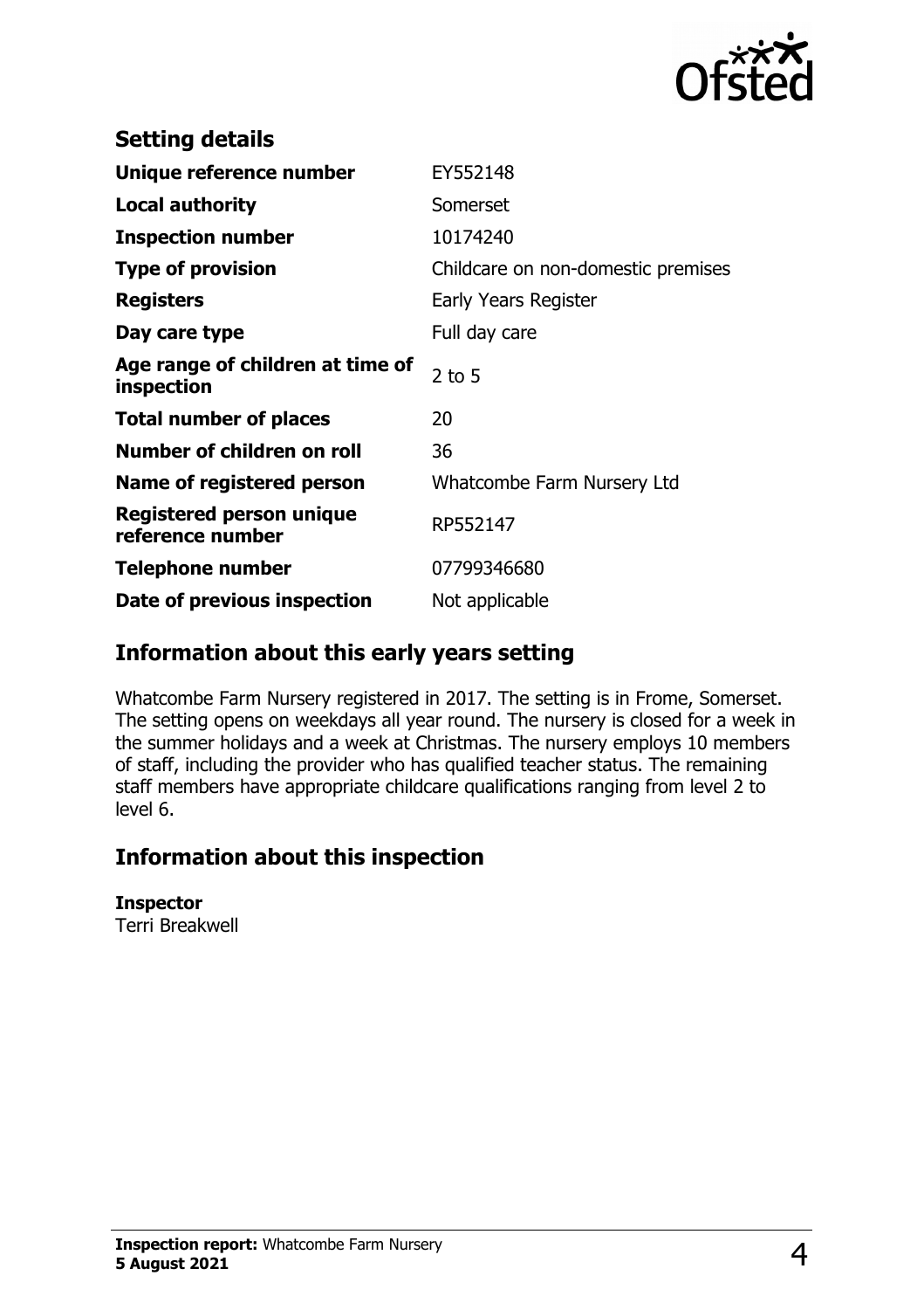## Setting details

| | |
|---|---|
| **Unique reference number** | EY552148 |
| **Local authority** | Somerset |
| **Inspection number** | 10174240 |
| **Type of provision** | Childcare on non-domestic premises |
| **Registers** | Early Years Register |
| **Day care type** | Full day care |
| **Age range of children at time of inspection** | 2 to 5 |
| **Total number of places** | 20 |
| **Number of children on roll** | 36 |
| **Name of registered person** | Whatcombe Farm Nursery Ltd |
| **Registered person unique reference number** | RP552147 |
| **Telephone number** | 07799346680 |
| **Date of previous inspection** | Not applicable |

## Information about this early years setting

Whatcombe Farm Nursery registered in 2017. The setting is in Frome, Somerset. The setting opens on weekdays all year round. The nursery is closed for a week in the summer holidays and a week at Christmas. The nursery employs 10 members of staff, including the provider who has qualified teacher status. The remaining staff members have appropriate childcare qualifications ranging from level 2 to level 6.

## Information about this inspection

**Inspector**
Terri Breakwell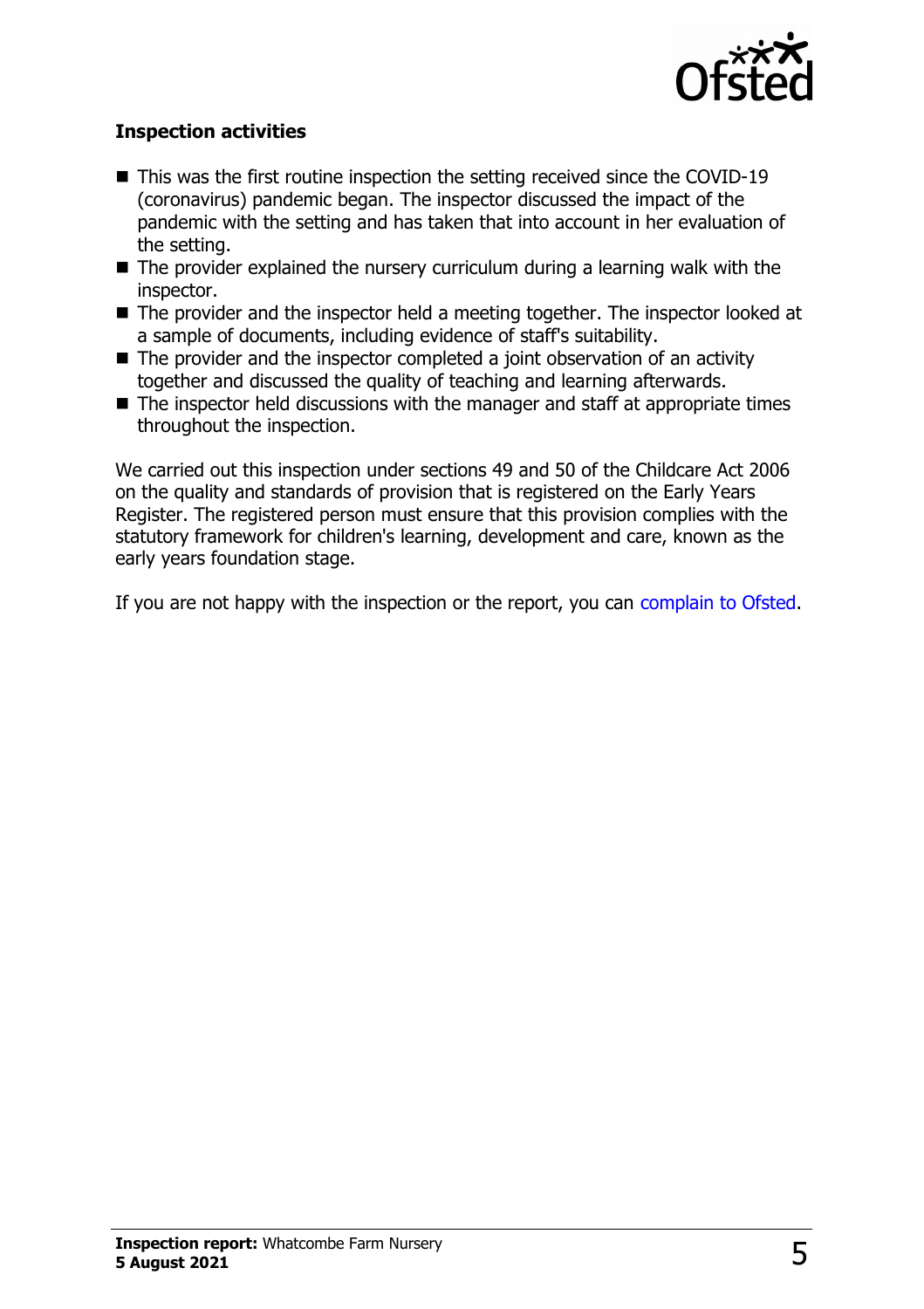### Inspection activities

- This was the first routine inspection the setting received since the COVID-19 (coronavirus) pandemic began. The inspector discussed the impact of the pandemic with the setting and has taken that into account in her evaluation of the setting.
- The provider explained the nursery curriculum during a learning walk with the inspector.
- The provider and the inspector held a meeting together. The inspector looked at a sample of documents, including evidence of staff's suitability.
- The provider and the inspector completed a joint observation of an activity together and discussed the quality of teaching and learning afterwards.
- The inspector held discussions with the manager and staff at appropriate times throughout the inspection.

We carried out this inspection under sections 49 and 50 of the Childcare Act 2006 on the quality and standards of provision that is registered on the Early Years Register. The registered person must ensure that this provision complies with the statutory framework for children's learning, development and care, known as the early years foundation stage.

If you are not happy with the inspection or the report, you can complain to Ofsted.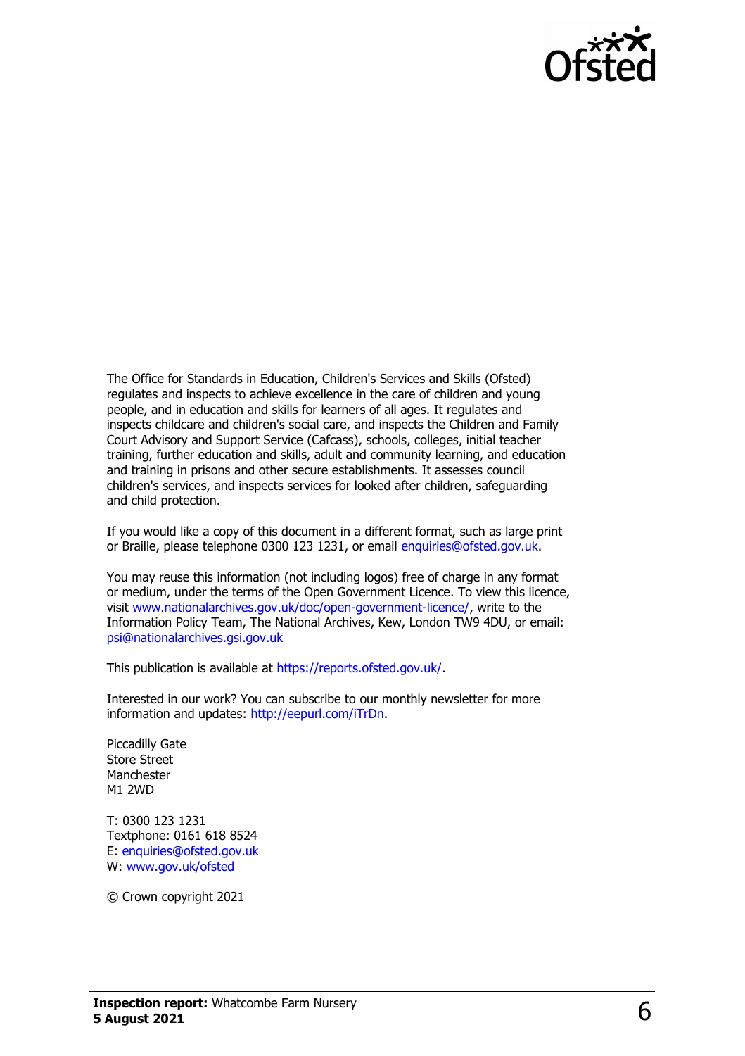The Office for Standards in Education, Children's Services and Skills (Ofsted) regulates and inspects to achieve excellence in the care of children and young people, and in education and skills for learners of all ages. It regulates and inspects childcare and children's social care, and inspects the Children and Family Court Advisory and Support Service (Cafcass), schools, colleges, initial teacher training, further education and skills, adult and community learning, and education and training in prisons and other secure establishments. It assesses council children's services, and inspects services for looked after children, safeguarding and child protection.

If you would like a copy of this document in a different format, such as large print or Braille, please telephone 0300 123 1231, or email enquiries@ofsted.gov.uk.

You may reuse this information (not including logos) free of charge in any format or medium, under the terms of the Open Government Licence. To view this licence, visit www.nationalarchives.gov.uk/doc/open-government-licence/, write to the Information Policy Team, The National Archives, Kew, London TW9 4DU, or email: psi@nationalarchives.gsi.gov.uk

This publication is available at https://reports.ofsted.gov.uk/.

Interested in our work? You can subscribe to our monthly newsletter for more information and updates: http://eepurl.com/iTrDn.

Piccadilly Gate  
Store Street  
Manchester  
M1 2WD

T: 0300 123 1231  
Textphone: 0161 618 8524  
E: enquiries@ofsted.gov.uk  
W: www.gov.uk/ofsted

© Crown copyright 2021